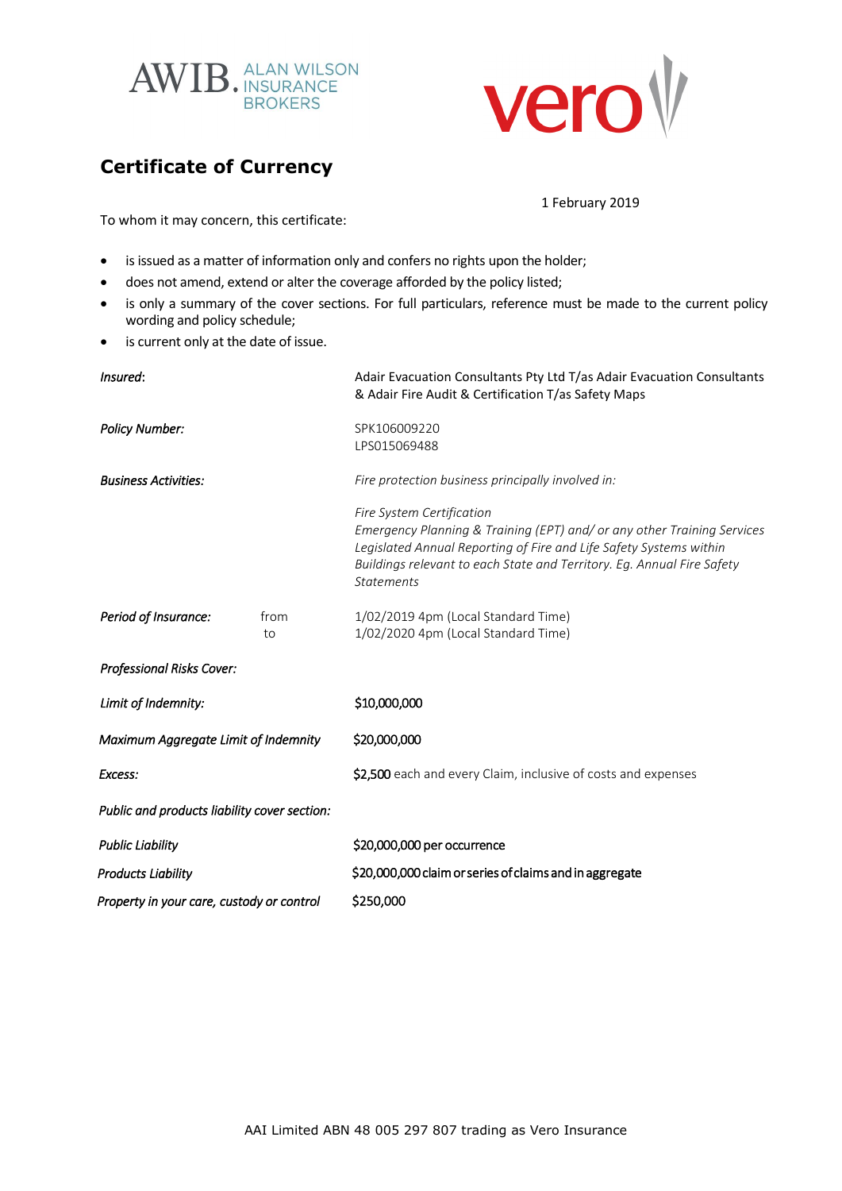AWIB. ALAN WILSON INSURANCE BROKERS

vero

## Certificate of Currency

1 February 2019

To whom it may concern, this certificate:

- is issued as a matter of information only and confers no rights upon the holder;
- does not amend, extend or alter the coverage afforded by the policy listed;
- is only a summary of the cover sections. For full particulars, reference must be made to the current policy wording and policy schedule;
- is current only at the date of issue.

| | | |
|---|---|---|
| *Insured*: | | Adair Evacuation Consultants Pty Ltd T/as Adair Evacuation Consultants & Adair Fire Audit & Certification T/as Safety Maps |
| *Policy Number:* | | SPK106009220<br>LPS015069488 |
| *Business Activities:* | | *Fire protection business principally involved in:*<br><br>*Fire System Certification*<br>*Emergency Planning & Training (EPT) and/ or any other Training Services*<br>*Legislated Annual Reporting of Fire and Life Safety Systems within Buildings relevant to each State and Territory. Eg. Annual Fire Safety Statements* |
| *Period of Insurance:* | from<br>to | 1/02/2019 4pm (Local Standard Time)<br>1/02/2020 4pm (Local Standard Time) |
| *Professional Risks Cover:* | | |
| *Limit of Indemnity:* | | $10,000,000 |
| *Maximum Aggregate Limit of Indemnity* | | $20,000,000 |
| *Excess:* | | $2,500 each and every Claim, inclusive of costs and expenses |
| *Public and products liability cover section:* | | |
| *Public Liability* | | $20,000,000 per occurrence |
| *Products Liability* | | $20,000,000 claim or series of claims and in aggregate |
| *Property in your care, custody or control* | | $250,000 |

AAI Limited ABN 48 005 297 807 trading as Vero Insurance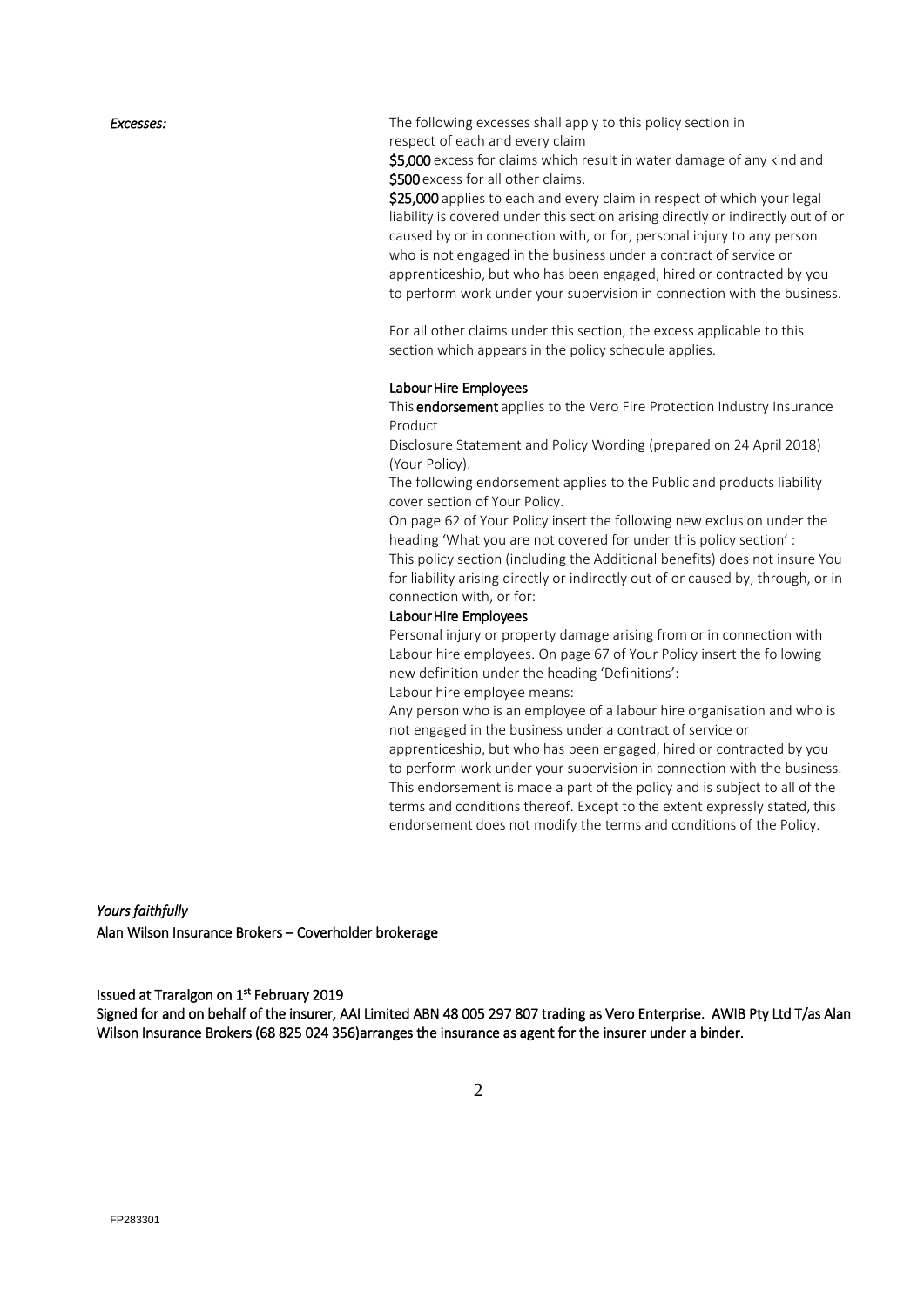*Excesses:*

The following excesses shall apply to this policy section in respect of each and every claim

**$5,000** excess for claims which result in water damage of any kind and **$500** excess for all other claims.

**$25,000** applies to each and every claim in respect of which your legal liability is covered under this section arising directly or indirectly out of or caused by or in connection with, or for, personal injury to any person who is not engaged in the business under a contract of service or apprenticeship, but who has been engaged, hired or contracted by you to perform work under your supervision in connection with the business.

For all other claims under this section, the excess applicable to this section which appears in the policy schedule applies.

**Labour Hire Employees**

This **endorsement** applies to the Vero Fire Protection Industry Insurance Product

Disclosure Statement and Policy Wording (prepared on 24 April 2018) (Your Policy).

The following endorsement applies to the Public and products liability cover section of Your Policy.

On page 62 of Your Policy insert the following new exclusion under the heading 'What you are not covered for under this policy section' :

This policy section (including the Additional benefits) does not insure You for liability arising directly or indirectly out of or caused by, through, or in connection with, or for:

**Labour Hire Employees**

Personal injury or property damage arising from or in connection with Labour hire employees. On page 67 of Your Policy insert the following new definition under the heading 'Definitions':

Labour hire employee means:

Any person who is an employee of a labour hire organisation and who is not engaged in the business under a contract of service or apprenticeship, but who has been engaged, hired or contracted by you to perform work under your supervision in connection with the business.

This endorsement is made a part of the policy and is subject to all of the terms and conditions thereof. Except to the extent expressly stated, this endorsement does not modify the terms and conditions of the Policy.

*Yours faithfully*

Alan Wilson Insurance Brokers – Coverholder brokerage

Issued at Traralgon on 1st February 2019

Signed for and on behalf of the insurer, AAI Limited ABN 48 005 297 807 trading as Vero Enterprise. AWIB Pty Ltd T/as Alan Wilson Insurance Brokers (68 825 024 356)arranges the insurance as agent for the insurer under a binder.

FP283301